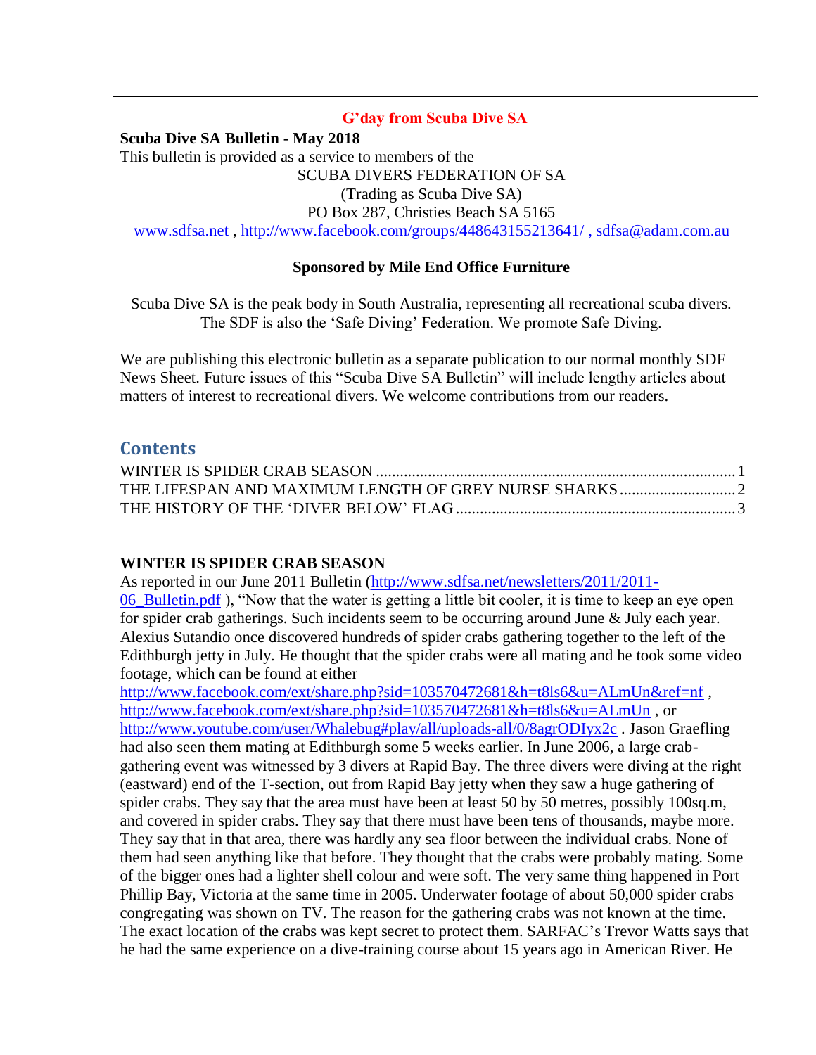**G'day from Scuba Dive SA**

**Scuba Dive SA Bulletin - May 2018**

This bulletin is provided as a service to members of the

SCUBA DIVERS FEDERATION OF SA
(Trading as Scuba Dive SA)
PO Box 287, Christies Beach SA 5165
[www.sdfsa.net](http://www.sdfsa.net) , [http://www.facebook.com/groups/448643155213641/](http://www.facebook.com/groups/448643155213641/) , [sdfsa@adam.com.au](mailto:sdfsa@adam.com.au)

**Sponsored by Mile End Office Furniture**

Scuba Dive SA is the peak body in South Australia, representing all recreational scuba divers. The SDF is also the 'Safe Diving' Federation. We promote Safe Diving.

We are publishing this electronic bulletin as a separate publication to our normal monthly SDF News Sheet. Future issues of this "Scuba Dive SA Bulletin" will include lengthy articles about matters of interest to recreational divers. We welcome contributions from our readers.

## Contents

WINTER IS SPIDER CRAB SEASON ........................................ 1
THE LIFESPAN AND MAXIMUM LENGTH OF GREY NURSE SHARKS ........................................ 2
THE HISTORY OF THE 'DIVER BELOW' FLAG ........................................ 3

### WINTER IS SPIDER CRAB SEASON

As reported in our June 2011 Bulletin ([http://www.sdfsa.net/newsletters/2011/2011-06_Bulletin.pdf](http://www.sdfsa.net/newsletters/2011/2011-06_Bulletin.pdf) ), "Now that the water is getting a little bit cooler, it is time to keep an eye open for spider crab gatherings. Such incidents seem to be occurring around June & July each year. Alexius Sutandio once discovered hundreds of spider crabs gathering together to the left of the Edithburgh jetty in July. He thought that the spider crabs were all mating and he took some video footage, which can be found at either [http://www.facebook.com/ext/share.php?sid=103570472681&h=t8ls6&u=ALmUn&ref=nf](http://www.facebook.com/ext/share.php?sid=103570472681&h=t8ls6&u=ALmUn&ref=nf) , [http://www.facebook.com/ext/share.php?sid=103570472681&h=t8ls6&u=ALmUn](http://www.facebook.com/ext/share.php?sid=103570472681&h=t8ls6&u=ALmUn) , or [http://www.youtube.com/user/Whalebug#play/all/uploads-all/0/8agrODIyx2c](http://www.youtube.com/user/Whalebug#play/all/uploads-all/0/8agrODIyx2c) . Jason Graefling had also seen them mating at Edithburgh some 5 weeks earlier. In June 2006, a large crab-gathering event was witnessed by 3 divers at Rapid Bay. The three divers were diving at the right (eastward) end of the T-section, out from Rapid Bay jetty when they saw a huge gathering of spider crabs. They say that the area must have been at least 50 by 50 metres, possibly 100sq.m, and covered in spider crabs. They say that there must have been tens of thousands, maybe more. They say that in that area, there was hardly any sea floor between the individual crabs. None of them had seen anything like that before. They thought that the crabs were probably mating. Some of the bigger ones had a lighter shell colour and were soft. The very same thing happened in Port Phillip Bay, Victoria at the same time in 2005. Underwater footage of about 50,000 spider crabs congregating was shown on TV. The reason for the gathering crabs was not known at the time. The exact location of the crabs was kept secret to protect them. SARFAC's Trevor Watts says that he had the same experience on a dive-training course about 15 years ago in American River. He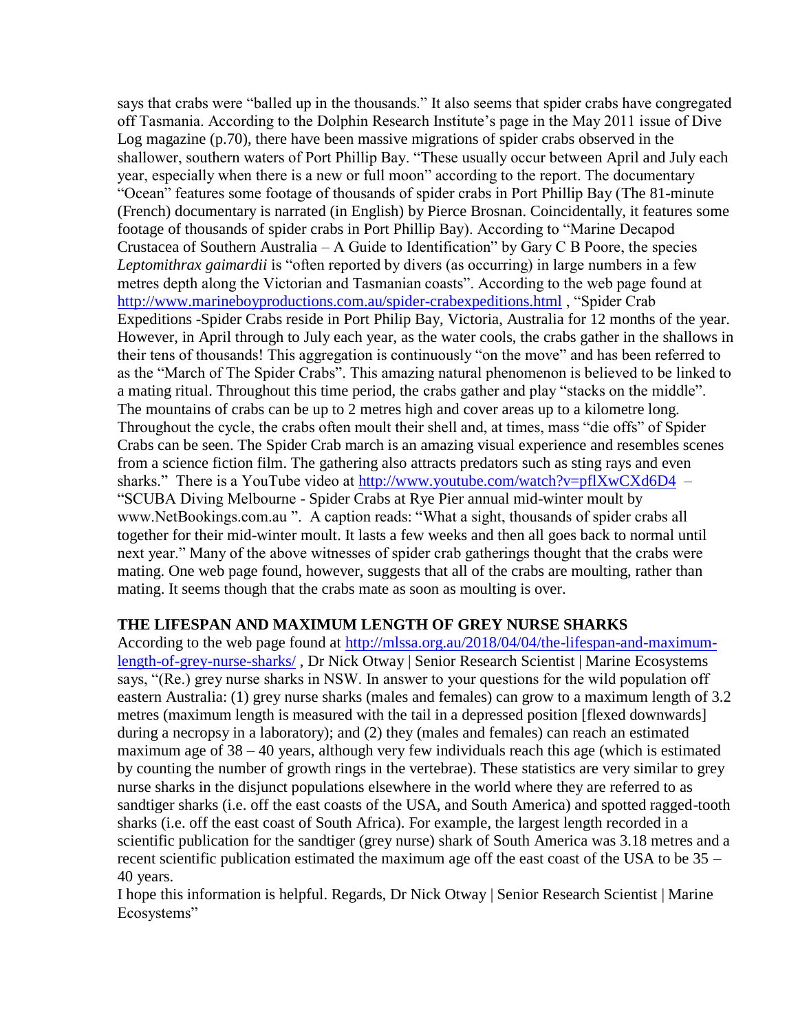says that crabs were "balled up in the thousands." It also seems that spider crabs have congregated off Tasmania. According to the Dolphin Research Institute's page in the May 2011 issue of Dive Log magazine (p.70), there have been massive migrations of spider crabs observed in the shallower, southern waters of Port Phillip Bay. "These usually occur between April and July each year, especially when there is a new or full moon" according to the report. The documentary "Ocean" features some footage of thousands of spider crabs in Port Phillip Bay (The 81-minute (French) documentary is narrated (in English) by Pierce Brosnan. Coincidentally, it features some footage of thousands of spider crabs in Port Phillip Bay). According to "Marine Decapod Crustacea of Southern Australia – A Guide to Identification" by Gary C B Poore, the species *Leptomithrax gaimardii* is "often reported by divers (as occurring) in large numbers in a few metres depth along the Victorian and Tasmanian coasts". According to the web page found at http://www.marineboyproductions.com.au/spider-crabexpeditions.html , "Spider Crab Expeditions -Spider Crabs reside in Port Philip Bay, Victoria, Australia for 12 months of the year. However, in April through to July each year, as the water cools, the crabs gather in the shallows in their tens of thousands! This aggregation is continuously "on the move" and has been referred to as the "March of The Spider Crabs". This amazing natural phenomenon is believed to be linked to a mating ritual. Throughout this time period, the crabs gather and play "stacks on the middle". The mountains of crabs can be up to 2 metres high and cover areas up to a kilometre long. Throughout the cycle, the crabs often moult their shell and, at times, mass "die offs" of Spider Crabs can be seen. The Spider Crab march is an amazing visual experience and resembles scenes from a science fiction film. The gathering also attracts predators such as sting rays and even sharks." There is a YouTube video at http://www.youtube.com/watch?v=pflXwCXd6D4 – "SCUBA Diving Melbourne - Spider Crabs at Rye Pier annual mid-winter moult by www.NetBookings.com.au ". A caption reads: "What a sight, thousands of spider crabs all together for their mid-winter moult. It lasts a few weeks and then all goes back to normal until next year." Many of the above witnesses of spider crab gatherings thought that the crabs were mating. One web page found, however, suggests that all of the crabs are moulting, rather than mating. It seems though that the crabs mate as soon as moulting is over.

**THE LIFESPAN AND MAXIMUM LENGTH OF GREY NURSE SHARKS**

According to the web page found at http://mlssa.org.au/2018/04/04/the-lifespan-and-maximum-length-of-grey-nurse-sharks/ , Dr Nick Otway | Senior Research Scientist | Marine Ecosystems says, "(Re.) grey nurse sharks in NSW. In answer to your questions for the wild population off eastern Australia: (1) grey nurse sharks (males and females) can grow to a maximum length of 3.2 metres (maximum length is measured with the tail in a depressed position [flexed downwards] during a necropsy in a laboratory); and (2) they (males and females) can reach an estimated maximum age of 38 – 40 years, although very few individuals reach this age (which is estimated by counting the number of growth rings in the vertebrae). These statistics are very similar to grey nurse sharks in the disjunct populations elsewhere in the world where they are referred to as sandtiger sharks (i.e. off the east coasts of the USA, and South America) and spotted ragged-tooth sharks (i.e. off the east coast of South Africa). For example, the largest length recorded in a scientific publication for the sandtiger (grey nurse) shark of South America was 3.18 metres and a recent scientific publication estimated the maximum age off the east coast of the USA to be 35 – 40 years.

I hope this information is helpful. Regards, Dr Nick Otway | Senior Research Scientist | Marine Ecosystems"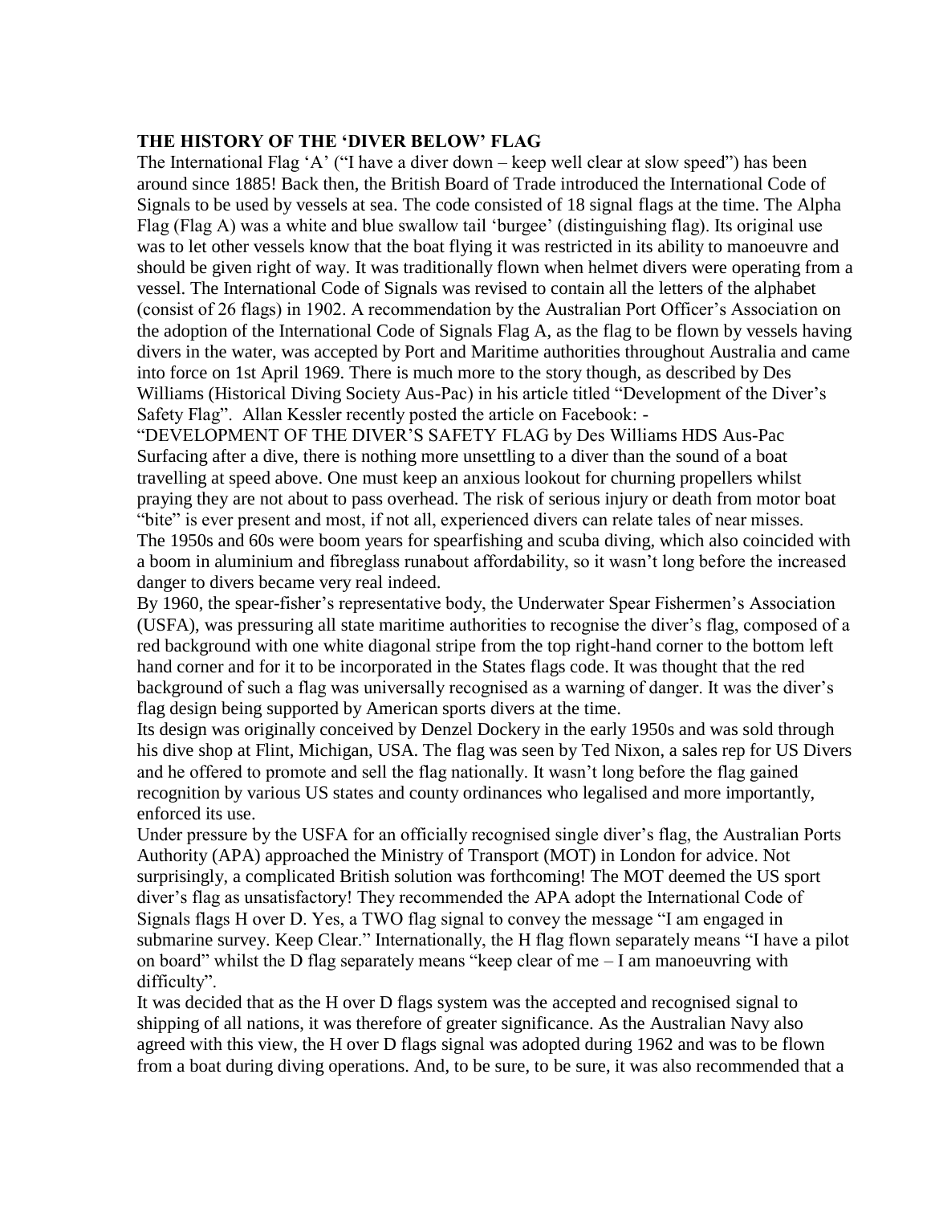**THE HISTORY OF THE 'DIVER BELOW' FLAG**

The International Flag 'A' ("I have a diver down – keep well clear at slow speed") has been around since 1885! Back then, the British Board of Trade introduced the International Code of Signals to be used by vessels at sea. The code consisted of 18 signal flags at the time. The Alpha Flag (Flag A) was a white and blue swallow tail 'burgee' (distinguishing flag). Its original use was to let other vessels know that the boat flying it was restricted in its ability to manoeuvre and should be given right of way. It was traditionally flown when helmet divers were operating from a vessel. The International Code of Signals was revised to contain all the letters of the alphabet (consist of 26 flags) in 1902. A recommendation by the Australian Port Officer's Association on the adoption of the International Code of Signals Flag A, as the flag to be flown by vessels having divers in the water, was accepted by Port and Maritime authorities throughout Australia and came into force on 1st April 1969. There is much more to the story though, as described by Des Williams (Historical Diving Society Aus-Pac) in his article titled "Development of the Diver's Safety Flag". Allan Kessler recently posted the article on Facebook: -

"DEVELOPMENT OF THE DIVER'S SAFETY FLAG by Des Williams HDS Aus-Pac

Surfacing after a dive, there is nothing more unsettling to a diver than the sound of a boat travelling at speed above. One must keep an anxious lookout for churning propellers whilst praying they are not about to pass overhead. The risk of serious injury or death from motor boat "bite" is ever present and most, if not all, experienced divers can relate tales of near misses.

The 1950s and 60s were boom years for spearfishing and scuba diving, which also coincided with a boom in aluminium and fibreglass runabout affordability, so it wasn't long before the increased danger to divers became very real indeed.

By 1960, the spear-fisher's representative body, the Underwater Spear Fishermen's Association (USFA), was pressuring all state maritime authorities to recognise the diver's flag, composed of a red background with one white diagonal stripe from the top right-hand corner to the bottom left hand corner and for it to be incorporated in the States flags code. It was thought that the red background of such a flag was universally recognised as a warning of danger. It was the diver's flag design being supported by American sports divers at the time.

Its design was originally conceived by Denzel Dockery in the early 1950s and was sold through his dive shop at Flint, Michigan, USA. The flag was seen by Ted Nixon, a sales rep for US Divers and he offered to promote and sell the flag nationally. It wasn't long before the flag gained recognition by various US states and county ordinances who legalised and more importantly, enforced its use.

Under pressure by the USFA for an officially recognised single diver's flag, the Australian Ports Authority (APA) approached the Ministry of Transport (MOT) in London for advice. Not surprisingly, a complicated British solution was forthcoming! The MOT deemed the US sport diver's flag as unsatisfactory! They recommended the APA adopt the International Code of Signals flags H over D. Yes, a TWO flag signal to convey the message "I am engaged in submarine survey. Keep Clear." Internationally, the H flag flown separately means "I have a pilot on board" whilst the D flag separately means "keep clear of me – I am manoeuvring with difficulty".

It was decided that as the H over D flags system was the accepted and recognised signal to shipping of all nations, it was therefore of greater significance. As the Australian Navy also agreed with this view, the H over D flags signal was adopted during 1962 and was to be flown from a boat during diving operations. And, to be sure, to be sure, it was also recommended that a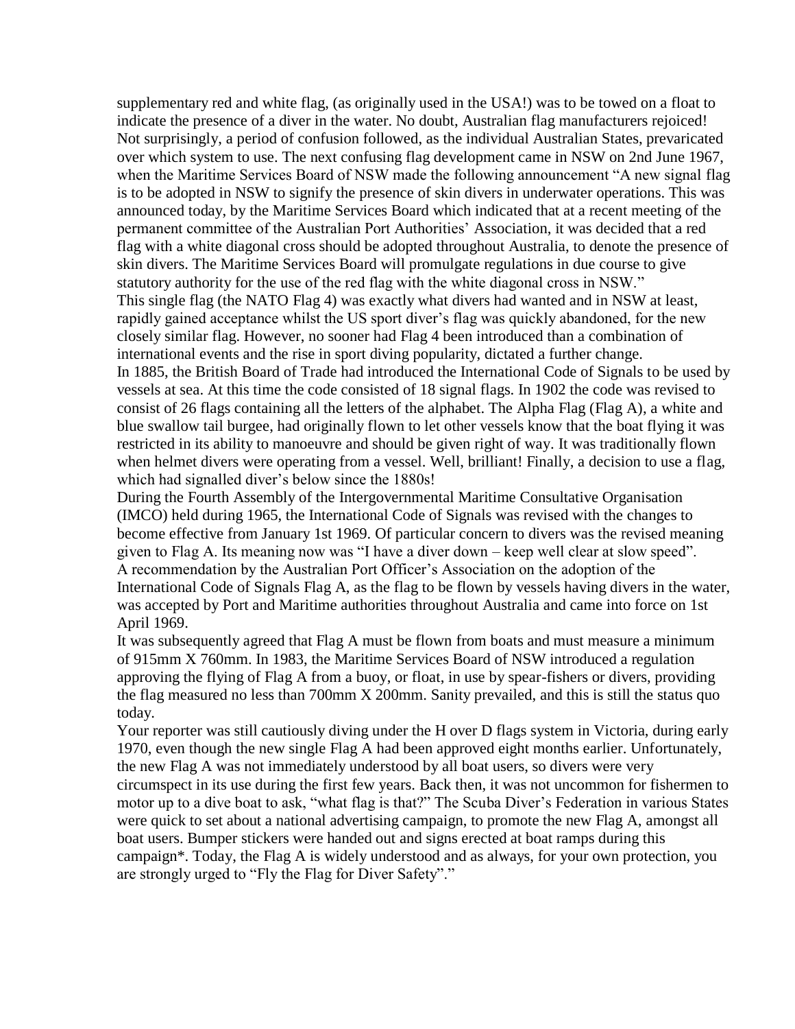supplementary red and white flag, (as originally used in the USA!) was to be towed on a float to indicate the presence of a diver in the water. No doubt, Australian flag manufacturers rejoiced! Not surprisingly, a period of confusion followed, as the individual Australian States, prevaricated over which system to use. The next confusing flag development came in NSW on 2nd June 1967, when the Maritime Services Board of NSW made the following announcement "A new signal flag is to be adopted in NSW to signify the presence of skin divers in underwater operations. This was announced today, by the Maritime Services Board which indicated that at a recent meeting of the permanent committee of the Australian Port Authorities' Association, it was decided that a red flag with a white diagonal cross should be adopted throughout Australia, to denote the presence of skin divers. The Maritime Services Board will promulgate regulations in due course to give statutory authority for the use of the red flag with the white diagonal cross in NSW."

This single flag (the NATO Flag 4) was exactly what divers had wanted and in NSW at least, rapidly gained acceptance whilst the US sport diver's flag was quickly abandoned, for the new closely similar flag. However, no sooner had Flag 4 been introduced than a combination of international events and the rise in sport diving popularity, dictated a further change.

In 1885, the British Board of Trade had introduced the International Code of Signals to be used by vessels at sea. At this time the code consisted of 18 signal flags. In 1902 the code was revised to consist of 26 flags containing all the letters of the alphabet. The Alpha Flag (Flag A), a white and blue swallow tail burgee, had originally flown to let other vessels know that the boat flying it was restricted in its ability to manoeuvre and should be given right of way. It was traditionally flown when helmet divers were operating from a vessel. Well, brilliant! Finally, a decision to use a flag, which had signalled diver's below since the 1880s!

During the Fourth Assembly of the Intergovernmental Maritime Consultative Organisation (IMCO) held during 1965, the International Code of Signals was revised with the changes to become effective from January 1st 1969. Of particular concern to divers was the revised meaning given to Flag A. Its meaning now was "I have a diver down – keep well clear at slow speed".

A recommendation by the Australian Port Officer's Association on the adoption of the International Code of Signals Flag A, as the flag to be flown by vessels having divers in the water, was accepted by Port and Maritime authorities throughout Australia and came into force on 1st April 1969.

It was subsequently agreed that Flag A must be flown from boats and must measure a minimum of 915mm X 760mm. In 1983, the Maritime Services Board of NSW introduced a regulation approving the flying of Flag A from a buoy, or float, in use by spear-fishers or divers, providing the flag measured no less than 700mm X 200mm. Sanity prevailed, and this is still the status quo today.

Your reporter was still cautiously diving under the H over D flags system in Victoria, during early 1970, even though the new single Flag A had been approved eight months earlier. Unfortunately, the new Flag A was not immediately understood by all boat users, so divers were very circumspect in its use during the first few years. Back then, it was not uncommon for fishermen to motor up to a dive boat to ask, "what flag is that?" The Scuba Diver's Federation in various States were quick to set about a national advertising campaign, to promote the new Flag A, amongst all boat users. Bumper stickers were handed out and signs erected at boat ramps during this campaign*. Today, the Flag A is widely understood and as always, for your own protection, you are strongly urged to "Fly the Flag for Diver Safety"."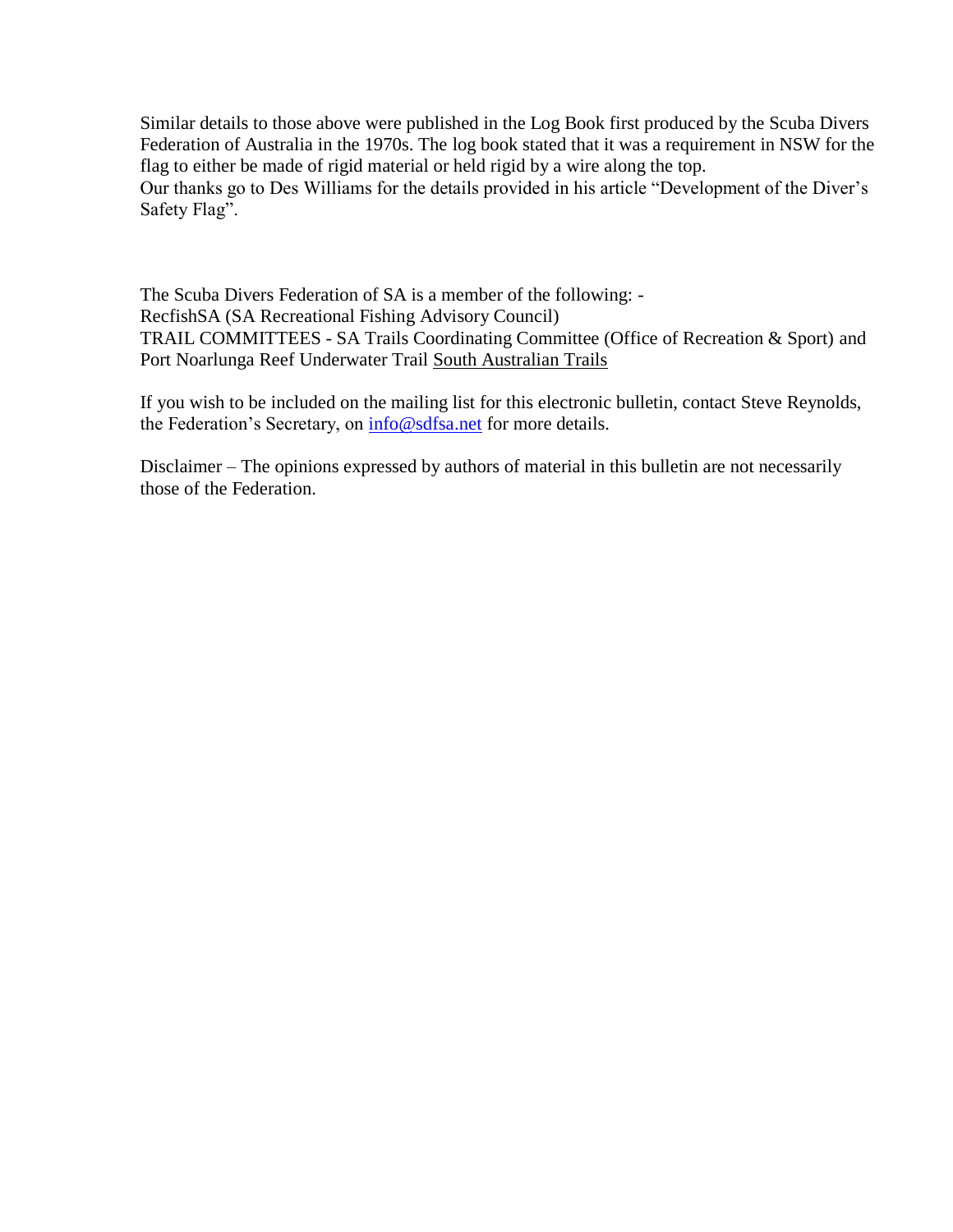Similar details to those above were published in the Log Book first produced by the Scuba Divers Federation of Australia in the 1970s. The log book stated that it was a requirement in NSW for the flag to either be made of rigid material or held rigid by a wire along the top.
Our thanks go to Des Williams for the details provided in his article "Development of the Diver's Safety Flag".

The Scuba Divers Federation of SA is a member of the following: -
RecfishSA (SA Recreational Fishing Advisory Council)
TRAIL COMMITTEES - SA Trails Coordinating Committee (Office of Recreation & Sport) and Port Noarlunga Reef Underwater Trail South Australian Trails

If you wish to be included on the mailing list for this electronic bulletin, contact Steve Reynolds, the Federation's Secretary, on info@sdfsa.net for more details.

Disclaimer – The opinions expressed by authors of material in this bulletin are not necessarily those of the Federation.